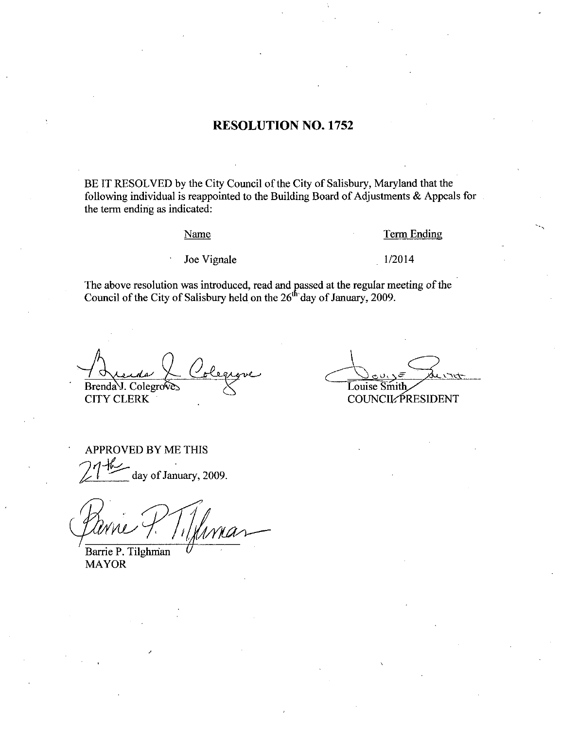# RESOLUTION NO. 1752

BE IT RESOLVED by the City Council of the City of Salisbury, Maryland that the following individual is reappointed to the Building Board of Adjustments & Appeals for the term ending as indicated:

| Name | Term Ending |
| --- | --- |
| Joe Vignale | 1/2014 |

The above resolution was introduced, read and passed at the regular meeting of the Council of the City of Salisbury held on the 26th day of January, 2009.

Brenda J. Colegrove
CITY CLERK

Louise Smith
COUNCIL PRESIDENT

APPROVED BY ME THIS
27th day of January, 2009.

Barrie P. Tilghman
MAYOR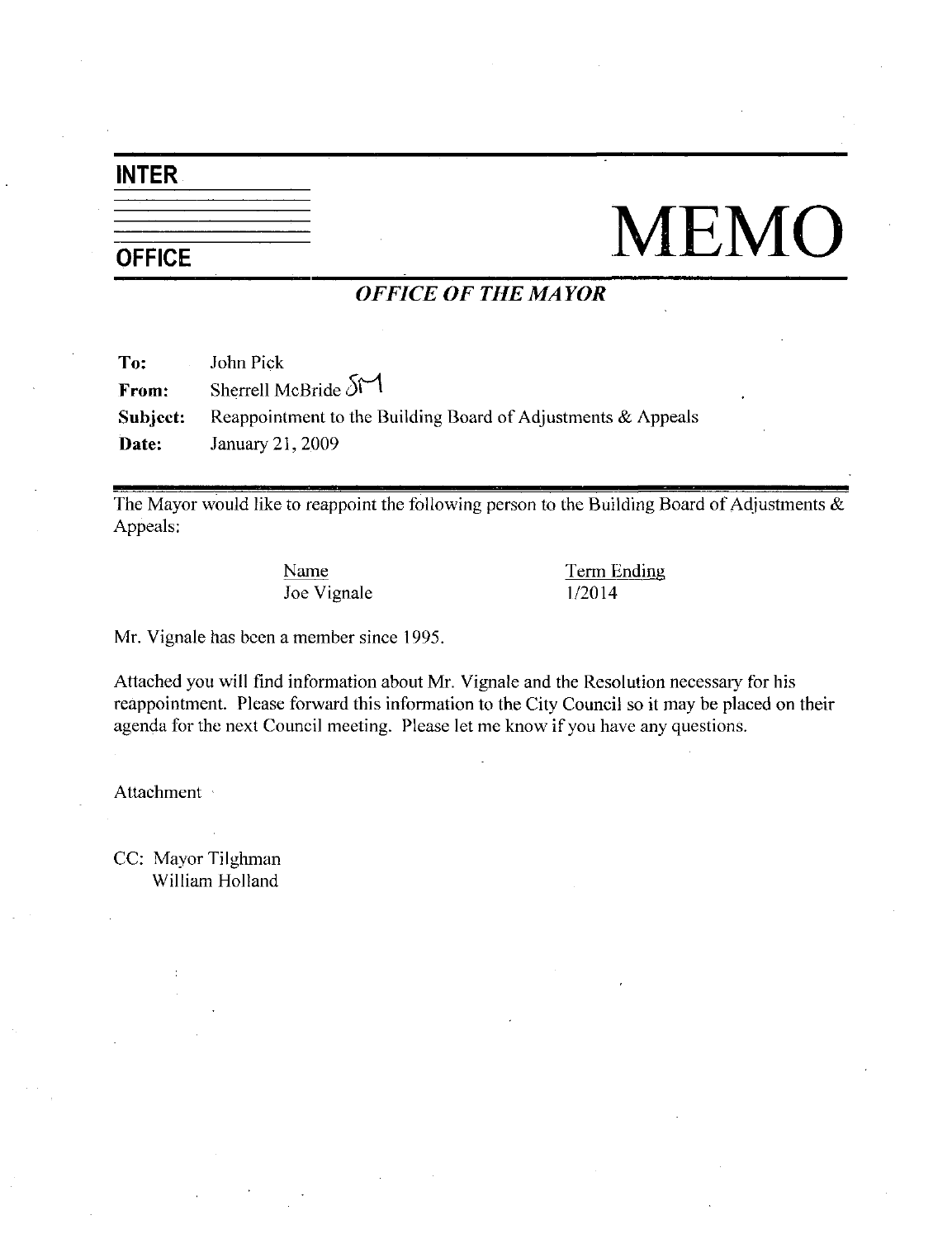# INTER OFFICE MEMO

## *OFFICE OF THE MAYOR*

**To:** John Pick
**From:** Sherrell McBride SM
**Subject:** Reappointment to the Building Board of Adjustments & Appeals
**Date:** January 21, 2009

---

The Mayor would like to reappoint the following person to the Building Board of Adjustments & Appeals:

| Name | Term Ending |
| --- | --- |
| Joe Vignale | 1/2014 |

Mr. Vignale has been a member since 1995.

Attached you will find information about Mr. Vignale and the Resolution necessary for his reappointment. Please forward this information to the City Council so it may be placed on their agenda for the next Council meeting. Please let me know if you have any questions.

Attachment

CC: Mayor Tilghman
William Holland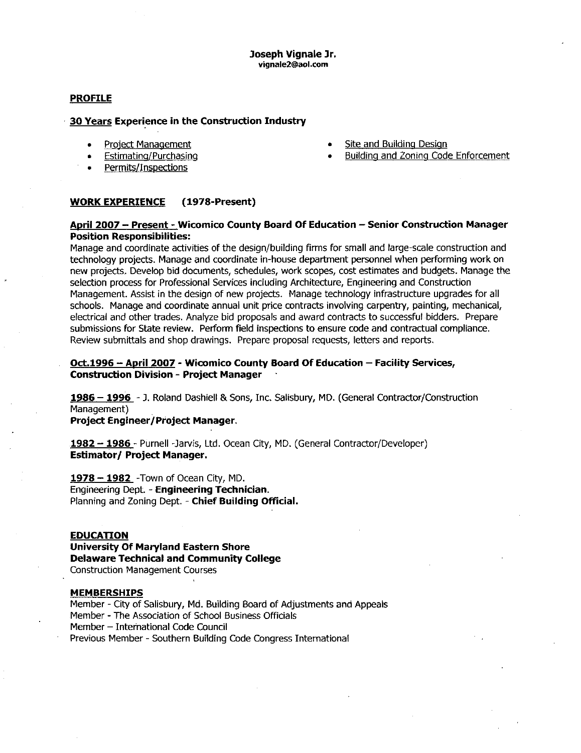**Joseph Vignale Jr.**
**vignale2@aol.com**

## PROFILE

**30 Years Experience in the Construction Industry**

- Project Management
- Estimating/Purchasing
- Permits/Inspections
- Site and Building Design
- Building and Zoning Code Enforcement

## WORK EXPERIENCE (1978-Present)

**April 2007 – Present - Wicomico County Board Of Education – Senior Construction Manager**
**Position Responsibilities:**
Manage and coordinate activities of the design/building firms for small and large-scale construction and technology projects. Manage and coordinate in-house department personnel when performing work on new projects. Develop bid documents, schedules, work scopes, cost estimates and budgets. Manage the selection process for Professional Services including Architecture, Engineering and Construction Management. Assist in the design of new projects. Manage technology infrastructure upgrades for all schools. Manage and coordinate annual unit price contracts involving carpentry, painting, mechanical, electrical and other trades. Analyze bid proposals and award contracts to successful bidders. Prepare submissions for State review. Perform field inspections to ensure code and contractual compliance. Review submittals and shop drawings. Prepare proposal requests, letters and reports.

**Oct.1996 – April 2007 - Wicomico County Board Of Education – Facility Services, Construction Division - Project Manager**

**1986 – 1996** - J. Roland Dashiell & Sons, Inc. Salisbury, MD. (General Contractor/Construction Management)
**Project Engineer/Project Manager.**

**1982 – 1986** - Purnell -Jarvis, Ltd. Ocean City, MD. (General Contractor/Developer)
**Estimator/ Project Manager.**

**1978 – 1982** -Town of Ocean City, MD.
Engineering Dept. - **Engineering Technician.**
Planning and Zoning Dept. - **Chief Building Official.**

## EDUCATION

**University Of Maryland Eastern Shore**
**Delaware Technical and Community College**
Construction Management Courses

## MEMBERSHIPS

Member - City of Salisbury, Md. Building Board of Adjustments and Appeals
Member - The Association of School Business Officials
Member – International Code Council
Previous Member - Southern Building Code Congress International